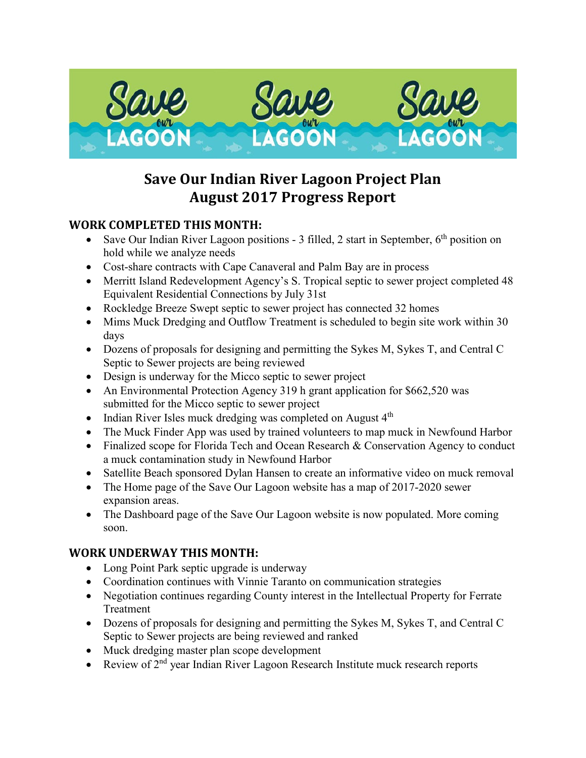# Save Our Indian River Lagoon Project Plan
# August 2017 Progress Report

## WORK COMPLETED THIS MONTH:

- Save Our Indian River Lagoon positions - 3 filled, 2 start in September, 6th position on hold while we analyze needs
- Cost-share contracts with Cape Canaveral and Palm Bay are in process
- Merritt Island Redevelopment Agency's S. Tropical septic to sewer project completed 48 Equivalent Residential Connections by July 31st
- Rockledge Breeze Swept septic to sewer project has connected 32 homes
- Mims Muck Dredging and Outflow Treatment is scheduled to begin site work within 30 days
- Dozens of proposals for designing and permitting the Sykes M, Sykes T, and Central C Septic to Sewer projects are being reviewed
- Design is underway for the Micco septic to sewer project
- An Environmental Protection Agency 319 h grant application for $662,520 was submitted for the Micco septic to sewer project
- Indian River Isles muck dredging was completed on August 4th
- The Muck Finder App was used by trained volunteers to map muck in Newfound Harbor
- Finalized scope for Florida Tech and Ocean Research & Conservation Agency to conduct a muck contamination study in Newfound Harbor
- Satellite Beach sponsored Dylan Hansen to create an informative video on muck removal
- The Home page of the Save Our Lagoon website has a map of 2017-2020 sewer expansion areas.
- The Dashboard page of the Save Our Lagoon website is now populated. More coming soon.

## WORK UNDERWAY THIS MONTH:

- Long Point Park septic upgrade is underway
- Coordination continues with Vinnie Taranto on communication strategies
- Negotiation continues regarding County interest in the Intellectual Property for Ferrate Treatment
- Dozens of proposals for designing and permitting the Sykes M, Sykes T, and Central C Septic to Sewer projects are being reviewed and ranked
- Muck dredging master plan scope development
- Review of 2nd year Indian River Lagoon Research Institute muck research reports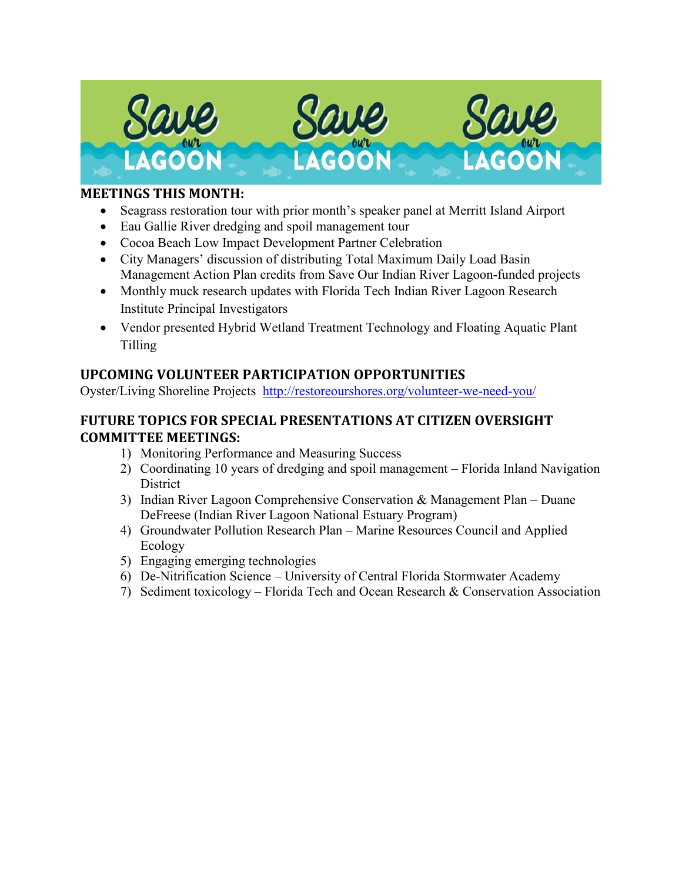## MEETINGS THIS MONTH:

- Seagrass restoration tour with prior month's speaker panel at Merritt Island Airport
- Eau Gallie River dredging and spoil management tour
- Cocoa Beach Low Impact Development Partner Celebration
- City Managers' discussion of distributing Total Maximum Daily Load Basin Management Action Plan credits from Save Our Indian River Lagoon-funded projects
- Monthly muck research updates with Florida Tech Indian River Lagoon Research Institute Principal Investigators
- Vendor presented Hybrid Wetland Treatment Technology and Floating Aquatic Plant Tilling

## UPCOMING VOLUNTEER PARTICIPATION OPPORTUNITIES

Oyster/Living Shoreline Projects http://restoreourshores.org/volunteer-we-need-you/

## FUTURE TOPICS FOR SPECIAL PRESENTATIONS AT CITIZEN OVERSIGHT COMMITTEE MEETINGS:

1) Monitoring Performance and Measuring Success
2) Coordinating 10 years of dredging and spoil management – Florida Inland Navigation District
3) Indian River Lagoon Comprehensive Conservation & Management Plan – Duane DeFreese (Indian River Lagoon National Estuary Program)
4) Groundwater Pollution Research Plan – Marine Resources Council and Applied Ecology
5) Engaging emerging technologies
6) De-Nitrification Science – University of Central Florida Stormwater Academy
7) Sediment toxicology – Florida Tech and Ocean Research & Conservation Association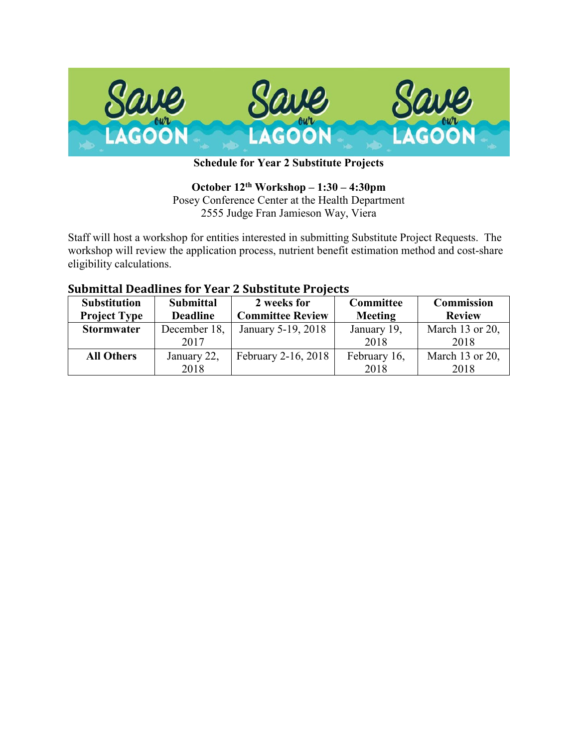**Schedule for Year 2 Substitute Projects**

**October 12th Workshop – 1:30 – 4:30pm**
Posey Conference Center at the Health Department
2555 Judge Fran Jamieson Way, Viera

Staff will host a workshop for entities interested in submitting Substitute Project Requests. The workshop will review the application process, nutrient benefit estimation method and cost-share eligibility calculations.

## Submittal Deadlines for Year 2 Substitute Projects

| Substitution Project Type | Submittal Deadline | 2 weeks for Committee Review | Committee Meeting | Commission Review |
|---|---|---|---|---|
| **Stormwater** | December 18, 2017 | January 5-19, 2018 | January 19, 2018 | March 13 or 20, 2018 |
| **All Others** | January 22, 2018 | February 2-16, 2018 | February 16, 2018 | March 13 or 20, 2018 |